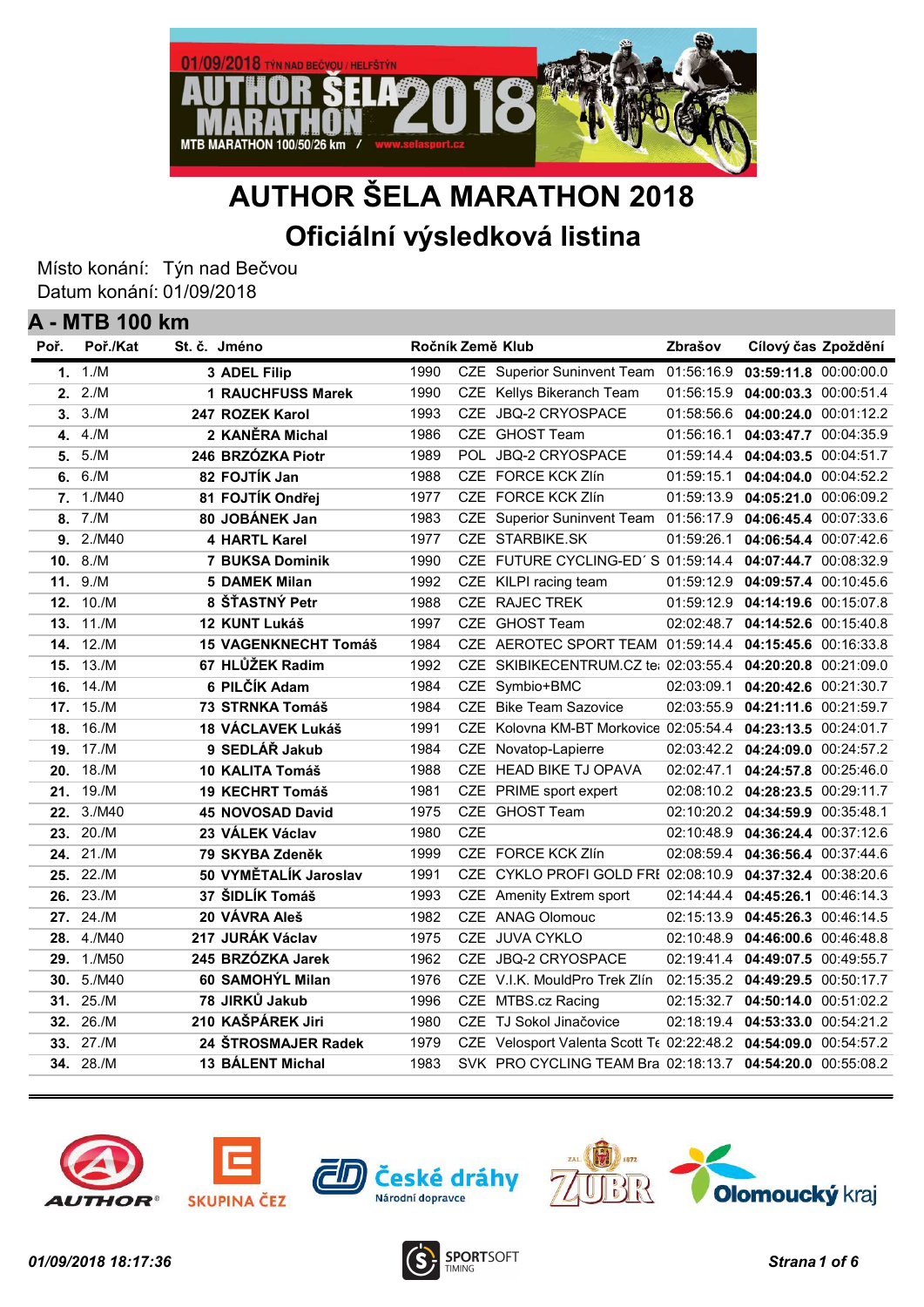# AUTHOR ŠELA MARATHON 2018

## Oficiální výsledková listina

Místo konání: Týn nad Bečvou
Datum konání: 01/09/2018

### A - MTB 100 km

| Poř. | Poř./Kat | St. č. | Jméno | Ročník | Země | Klub | Zbrašov | Cílový čas | Zpoždění |
|---|---|---|---|---|---|---|---|---|---|
| **1.** | 1./M | **3** | **ADEL Filip** | 1990 | CZE | Superior Suninvent Team | 01:56:16.9 | **03:59:11.8** | 00:00:00.0 |
| **2.** | 2./M | **1** | **RAUCHFUSS Marek** | 1990 | CZE | Kellys Bikeranch Team | 01:56:15.9 | **04:00:03.3** | 00:00:51.4 |
| **3.** | 3./M | **247** | **ROZEK Karol** | 1993 | CZE | JBQ-2 CRYOSPACE | 01:58:56.6 | **04:00:24.0** | 00:01:12.2 |
| **4.** | 4./M | **2** | **KANĚRA Michal** | 1986 | CZE | GHOST Team | 01:56:16.1 | **04:03:47.7** | 00:04:35.9 |
| **5.** | 5./M | **246** | **BRZÓZKA Piotr** | 1989 | POL | JBQ-2 CRYOSPACE | 01:59:14.4 | **04:04:03.5** | 00:04:51.7 |
| **6.** | 6./M | **82** | **FOJTÍK Jan** | 1988 | CZE | FORCE KCK Zlín | 01:59:15.1 | **04:04:04.0** | 00:04:52.2 |
| **7.** | 1./M40 | **81** | **FOJTÍK Ondřej** | 1977 | CZE | FORCE KCK Zlín | 01:59:13.9 | **04:05:21.0** | 00:06:09.2 |
| **8.** | 7./M | **80** | **JOBÁNEK Jan** | 1983 | CZE | Superior Suninvent Team | 01:56:17.9 | **04:06:45.4** | 00:07:33.6 |
| **9.** | 2./M40 | **4** | **HARTL Karel** | 1977 | CZE | STARBIKE.SK | 01:59:26.1 | **04:06:54.4** | 00:07:42.6 |
| **10.** | 8./M | **7** | **BUKSA Dominik** | 1990 | CZE | FUTURE CYCLING-ED´ S | 01:59:14.4 | **04:07:44.7** | 00:08:32.9 |
| **11.** | 9./M | **5** | **DAMEK Milan** | 1992 | CZE | KILPI racing team | 01:59:12.9 | **04:09:57.4** | 00:10:45.6 |
| **12.** | 10./M | **8** | **ŠŤASTNÝ Petr** | 1988 | CZE | RAJEC TREK | 01:59:12.9 | **04:14:19.6** | 00:15:07.8 |
| **13.** | 11./M | **12** | **KUNT Lukáš** | 1997 | CZE | GHOST Team | 02:02:48.7 | **04:14:52.6** | 00:15:40.8 |
| **14.** | 12./M | **15** | **VAGENKNECHT Tomáš** | 1984 | CZE | AEROTEC SPORT TEAM | 01:59:14.4 | **04:15:45.6** | 00:16:33.8 |
| **15.** | 13./M | **67** | **HLŮŽEK Radim** | 1992 | CZE | SKIBIKECENTRUM.CZ te | 02:03:55.4 | **04:20:20.8** | 00:21:09.0 |
| **16.** | 14./M | **6** | **PILČÍK Adam** | 1984 | CZE | Symbio+BMC | 02:03:09.1 | **04:20:42.6** | 00:21:30.7 |
| **17.** | 15./M | **73** | **STRNKA Tomáš** | 1984 | CZE | Bike Team Sazovice | 02:03:55.9 | **04:21:11.6** | 00:21:59.7 |
| **18.** | 16./M | **18** | **VÁCLAVEK Lukáš** | 1991 | CZE | Kolovna KM-BT Morkovice | 02:05:54.4 | **04:23:13.5** | 00:24:01.7 |
| **19.** | 17./M | **9** | **SEDLÁŘ Jakub** | 1984 | CZE | Novatop-Lapierre | 02:03:42.2 | **04:24:09.0** | 00:24:57.2 |
| **20.** | 18./M | **10** | **KALITA Tomáš** | 1988 | CZE | HEAD BIKE TJ OPAVA | 02:02:47.1 | **04:24:57.8** | 00:25:46.0 |
| **21.** | 19./M | **19** | **KECHRT Tomáš** | 1981 | CZE | PRIME sport expert | 02:08:10.2 | **04:28:23.5** | 00:29:11.7 |
| **22.** | 3./M40 | **45** | **NOVOSAD David** | 1975 | CZE | GHOST Team | 02:10:20.2 | **04:34:59.9** | 00:35:48.1 |
| **23.** | 20./M | **23** | **VÁLEK Václav** | 1980 | CZE | | 02:10:48.9 | **04:36:24.4** | 00:37:12.6 |
| **24.** | 21./M | **79** | **SKYBA Zdeněk** | 1999 | CZE | FORCE KCK Zlín | 02:08:59.4 | **04:36:56.4** | 00:37:44.6 |
| **25.** | 22./M | **50** | **VYMĚTALÍK Jaroslav** | 1991 | CZE | CYKLO PROFI GOLD FRI | 02:08:10.9 | **04:37:32.4** | 00:38:20.6 |
| **26.** | 23./M | **37** | **ŠIDLÍK Tomáš** | 1993 | CZE | Amenity Extrem sport | 02:14:44.4 | **04:45:26.1** | 00:46:14.3 |
| **27.** | 24./M | **20** | **VÁVRA Aleš** | 1982 | CZE | ANAG Olomouc | 02:15:13.9 | **04:45:26.3** | 00:46:14.5 |
| **28.** | 4./M40 | **217** | **JURÁK Václav** | 1975 | CZE | JUVA CYKLO | 02:10:48.9 | **04:46:00.6** | 00:46:48.8 |
| **29.** | 1./M50 | **245** | **BRZÓZKA Jarek** | 1962 | CZE | JBQ-2 CRYOSPACE | 02:19:41.4 | **04:49:07.5** | 00:49:55.7 |
| **30.** | 5./M40 | **60** | **SAMOHÝL Milan** | 1976 | CZE | V.I.K. MouldPro Trek Zlín | 02:15:35.2 | **04:49:29.5** | 00:50:17.7 |
| **31.** | 25./M | **78** | **JIRKŮ Jakub** | 1996 | CZE | MTBS.cz Racing | 02:15:32.7 | **04:50:14.0** | 00:51:02.2 |
| **32.** | 26./M | **210** | **KAŠPÁREK Jiri** | 1980 | CZE | TJ Sokol Jinačovice | 02:18:19.4 | **04:53:33.0** | 00:54:21.2 |
| **33.** | 27./M | **24** | **ŠTROSMAJER Radek** | 1979 | CZE | Velosport Valenta Scott Te | 02:22:48.2 | **04:54:09.0** | 00:54:57.2 |
| **34.** | 28./M | **13** | **BÁLENT Michal** | 1983 | SVK | PRO CYCLING TEAM Bra | 02:18:13.7 | **04:54:20.0** | 00:55:08.2 |

*01/09/2018 18:17:36*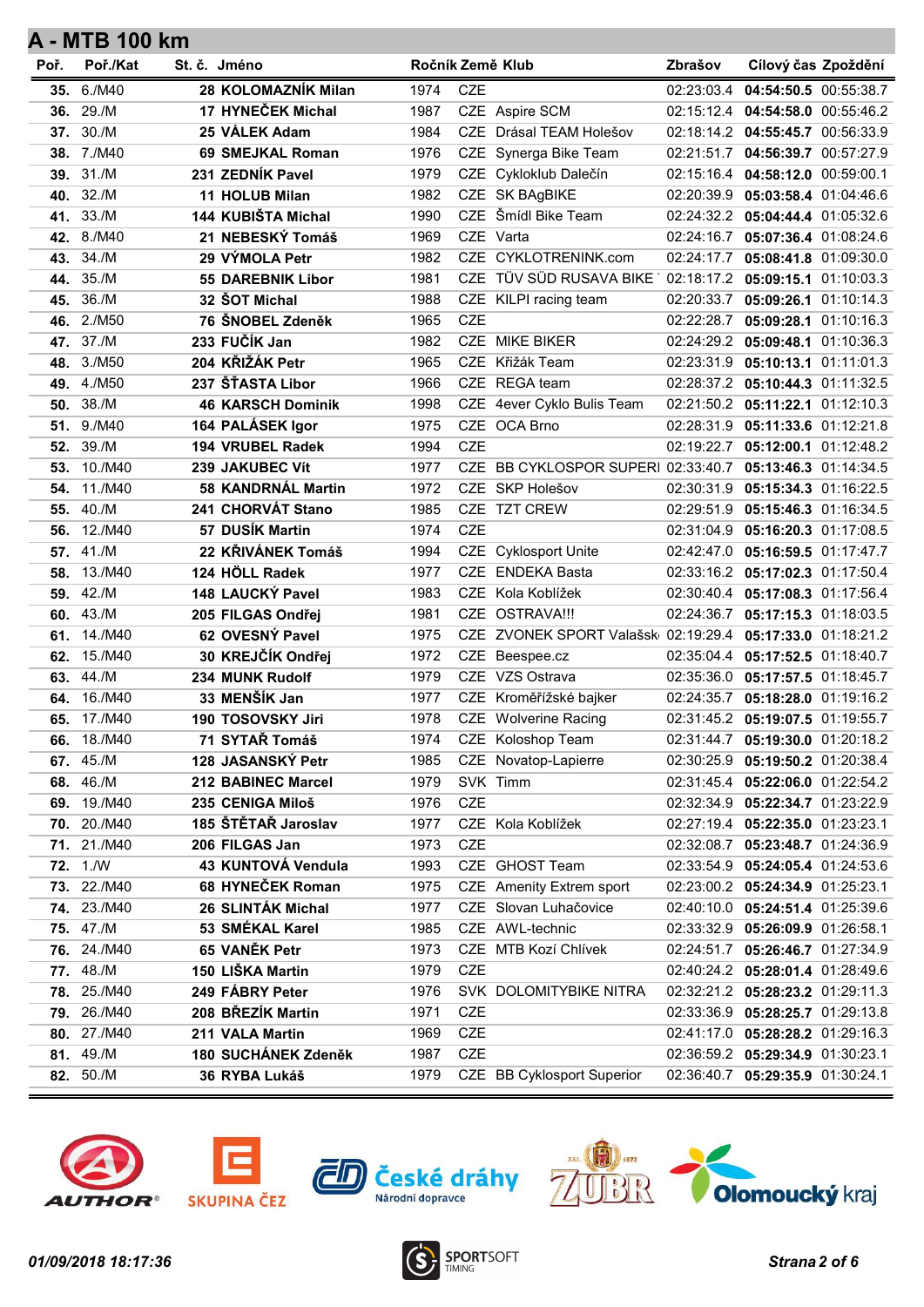## A - MTB 100 km

| Poř. | Poř./Kat | St. č. | Jméno | Ročník | Země | Klub | Zbrašov | Cílový čas | Zpoždění |
|---|---|---|---|---|---|---|---|---|---|
| **35.** | 6./M40 | **28** | **KOLOMAZNÍK Milan** | 1974 | CZE | | 02:23:03.4 | **04:54:50.5** | 00:55:38.7 |
| **36.** | 29./M | **17** | **HYNEČEK Michal** | 1987 | CZE | Aspire SCM | 02:15:12.4 | **04:54:58.0** | 00:55:46.2 |
| **37.** | 30./M | **25** | **VÁLEK Adam** | 1984 | CZE | Drásal TEAM Holešov | 02:18:14.2 | **04:55:45.7** | 00:56:33.9 |
| **38.** | 7./M40 | **69** | **SMEJKAL Roman** | 1976 | CZE | Synerga Bike Team | 02:21:51.7 | **04:56:39.7** | 00:57:27.9 |
| **39.** | 31./M | **231** | **ZEDNÍK Pavel** | 1979 | CZE | Cykloklub Dalečín | 02:15:16.4 | **04:58:12.0** | 00:59:00.1 |
| **40.** | 32./M | **11** | **HOLUB Milan** | 1982 | CZE | SK BAgBIKE | 02:20:39.9 | **05:03:58.4** | 01:04:46.6 |
| **41.** | 33./M | **144** | **KUBIŠTA Michal** | 1990 | CZE | Šmídl Bike Team | 02:24:32.2 | **05:04:44.4** | 01:05:32.6 |
| **42.** | 8./M40 | **21** | **NEBESKÝ Tomáš** | 1969 | CZE | Varta | 02:24:16.7 | **05:07:36.4** | 01:08:24.6 |
| **43.** | 34./M | **29** | **VÝMOLA Petr** | 1982 | CZE | CYKLOTRENINK.com | 02:24:17.7 | **05:08:41.8** | 01:09:30.0 |
| **44.** | 35./M | **55** | **DAREBNIK Libor** | 1981 | CZE | TÜV SÜD RUSAVA BIKE | 02:18:17.2 | **05:09:15.1** | 01:10:03.3 |
| **45.** | 36./M | **32** | **ŠOT Michal** | 1988 | CZE | KILPI racing team | 02:20:33.7 | **05:09:26.1** | 01:10:14.3 |
| **46.** | 2./M50 | **76** | **ŠNOBEL Zdeněk** | 1965 | CZE | | 02:22:28.7 | **05:09:28.1** | 01:10:16.3 |
| **47.** | 37./M | **233** | **FUČÍK Jan** | 1982 | CZE | MIKE BIKER | 02:24:29.2 | **05:09:48.1** | 01:10:36.3 |
| **48.** | 3./M50 | **204** | **KŘIŽÁK Petr** | 1965 | CZE | Křižák Team | 02:23:31.9 | **05:10:13.1** | 01:11:01.3 |
| **49.** | 4./M50 | **237** | **ŠŤASTA Libor** | 1966 | CZE | REGA team | 02:28:37.2 | **05:10:44.3** | 01:11:32.5 |
| **50.** | 38./M | **46** | **KARSCH Dominik** | 1998 | CZE | 4ever Cyklo Bulis Team | 02:21:50.2 | **05:11:22.1** | 01:12:10.3 |
| **51.** | 9./M40 | **164** | **PALÁSEK Igor** | 1975 | CZE | OCA Brno | 02:28:31.9 | **05:11:33.6** | 01:12:21.8 |
| **52.** | 39./M | **194** | **VRUBEL Radek** | 1994 | CZE | | 02:19:22.7 | **05:12:00.1** | 01:12:48.2 |
| **53.** | 10./M40 | **239** | **JAKUBEC Vít** | 1977 | CZE | BB CYKLOSPOR SUPERI | 02:33:40.7 | **05:13:46.3** | 01:14:34.5 |
| **54.** | 11./M40 | **58** | **KANDRNÁL Martin** | 1972 | CZE | SKP Holešov | 02:30:31.9 | **05:15:34.3** | 01:16:22.5 |
| **55.** | 40./M | **241** | **CHORVÁT Stano** | 1985 | CZE | TZT CREW | 02:29:51.9 | **05:15:46.3** | 01:16:34.5 |
| **56.** | 12./M40 | **57** | **DUSÍK Martin** | 1974 | CZE | | 02:31:04.9 | **05:16:20.3** | 01:17:08.5 |
| **57.** | 41./M | **22** | **KŘIVÁNEK Tomáš** | 1994 | CZE | Cyklosport Unite | 02:42:47.0 | **05:16:59.5** | 01:17:47.7 |
| **58.** | 13./M40 | **124** | **HÖLL Radek** | 1977 | CZE | ENDEKA Basta | 02:33:16.2 | **05:17:02.3** | 01:17:50.4 |
| **59.** | 42./M | **148** | **LAUCKÝ Pavel** | 1983 | CZE | Kola Koblížek | 02:30:40.4 | **05:17:08.3** | 01:17:56.4 |
| **60.** | 43./M | **205** | **FILGAS Ondřej** | 1981 | CZE | OSTRAVA!!! | 02:24:36.7 | **05:17:15.3** | 01:18:03.5 |
| **61.** | 14./M40 | **62** | **OVESNÝ Pavel** | 1975 | CZE | ZVONEK SPORT Valašsk | 02:19:29.4 | **05:17:33.0** | 01:18:21.2 |
| **62.** | 15./M40 | **30** | **KREJČÍK Ondřej** | 1972 | CZE | Beespee.cz | 02:35:04.4 | **05:17:52.5** | 01:18:40.7 |
| **63.** | 44./M | **234** | **MUNK Rudolf** | 1979 | CZE | VZS Ostrava | 02:35:36.0 | **05:17:57.5** | 01:18:45.7 |
| **64.** | 16./M40 | **33** | **MENŠÍK Jan** | 1977 | CZE | Kroměřížské bajker | 02:24:35.7 | **05:18:28.0** | 01:19:16.2 |
| **65.** | 17./M40 | **190** | **TOSOVSKY Jiri** | 1978 | CZE | Wolverine Racing | 02:31:45.2 | **05:19:07.5** | 01:19:55.7 |
| **66.** | 18./M40 | **71** | **SYTAŘ Tomáš** | 1974 | CZE | Koloshop Team | 02:31:44.7 | **05:19:30.0** | 01:20:18.2 |
| **67.** | 45./M | **128** | **JASANSKÝ Petr** | 1985 | CZE | Novatop-Lapierre | 02:30:25.9 | **05:19:50.2** | 01:20:38.4 |
| **68.** | 46./M | **212** | **BABINEC Marcel** | 1979 | SVK | Timm | 02:31:45.4 | **05:22:06.0** | 01:22:54.2 |
| **69.** | 19./M40 | **235** | **CENIGA Miloš** | 1976 | CZE | | 02:32:34.9 | **05:22:34.7** | 01:23:22.9 |
| **70.** | 20./M40 | **185** | **ŠTĚTAŘ Jaroslav** | 1977 | CZE | Kola Koblížek | 02:27:19.4 | **05:22:35.0** | 01:23:23.1 |
| **71.** | 21./M40 | **206** | **FILGAS Jan** | 1973 | CZE | | 02:32:08.7 | **05:23:48.7** | 01:24:36.9 |
| **72.** | 1./W | **43** | **KUNTOVÁ Vendula** | 1993 | CZE | GHOST Team | 02:33:54.9 | **05:24:05.4** | 01:24:53.6 |
| **73.** | 22./M40 | **68** | **HYNEČEK Roman** | 1975 | CZE | Amenity Extrem sport | 02:23:00.2 | **05:24:34.9** | 01:25:23.1 |
| **74.** | 23./M40 | **26** | **SLINTÁK Michal** | 1977 | CZE | Slovan Luhačovice | 02:40:10.0 | **05:24:51.4** | 01:25:39.6 |
| **75.** | 47./M | **53** | **SMÉKAL Karel** | 1985 | CZE | AWL-technic | 02:33:32.9 | **05:26:09.9** | 01:26:58.1 |
| **76.** | 24./M40 | **65** | **VANĚK Petr** | 1973 | CZE | MTB Kozí Chlívek | 02:24:51.7 | **05:26:46.7** | 01:27:34.9 |
| **77.** | 48./M | **150** | **LIŠKA Martin** | 1979 | CZE | | 02:40:24.2 | **05:28:01.4** | 01:28:49.6 |
| **78.** | 25./M40 | **249** | **FÁBRY Peter** | 1976 | SVK | DOLOMITYBIKE NITRA | 02:32:21.2 | **05:28:23.2** | 01:29:11.3 |
| **79.** | 26./M40 | **208** | **BŘEZÍK Martin** | 1971 | CZE | | 02:33:36.9 | **05:28:25.7** | 01:29:13.8 |
| **80.** | 27./M40 | **211** | **VALA Martin** | 1969 | CZE | | 02:41:17.0 | **05:28:28.2** | 01:29:16.3 |
| **81.** | 49./M | **180** | **SUCHÁNEK Zdeněk** | 1987 | CZE | | 02:36:59.2 | **05:29:34.9** | 01:30:23.1 |
| **82.** | 50./M | **36** | **RYBA Lukáš** | 1979 | CZE | BB Cyklosport Superior | 02:36:40.7 | **05:29:35.9** | 01:30:24.1 |

*01/09/2018 18:17:36*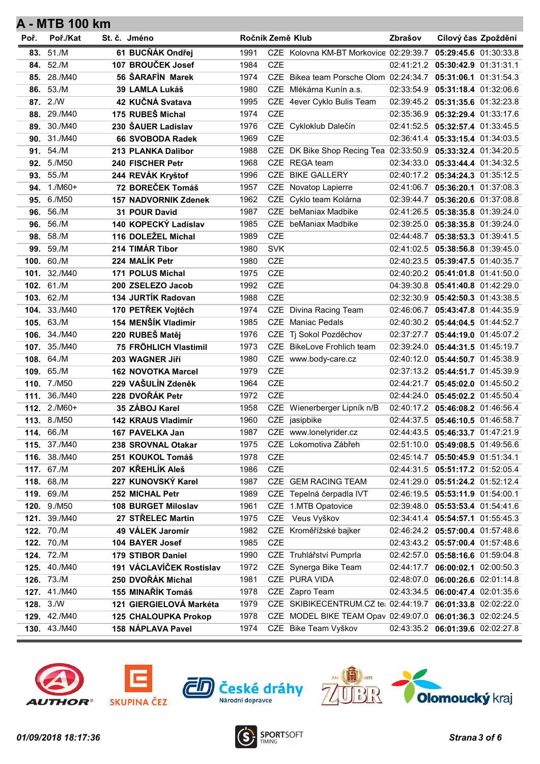## A - MTB 100 km

| Poř. | Poř./Kat | St. č. | Jméno | Ročník | Země | Klub | Zbrašov | Cílový čas | Zpoždění |
|---|---|---|---|---|---|---|---|---|---|
| **83.** | 51./M | **61** | **BUČŇÁK Ondřej** | 1991 | CZE | Kolovna KM-BT Morkovice | 02:29:39.7 | **05:29:45.6** | 01:30:33.8 |
| **84.** | 52./M | **107** | **BROUČEK Josef** | 1984 | CZE | | 02:41:21.2 | **05:30:42.9** | 01:31:31.1 |
| **85.** | 28./M40 | **56** | **ŠARAFÍN Marek** | 1974 | CZE | Bikea team Porsche Olom | 02:24:34.7 | **05:31:06.1** | 01:31:54.3 |
| **86.** | 53./M | **39** | **LAMLA Lukáš** | 1980 | CZE | Mlékárna Kunín a.s. | 02:33:54.9 | **05:31:18.4** | 01:32:06.6 |
| **87.** | 2./W | **42** | **KUČNÁ Svatava** | 1995 | CZE | 4ever Cyklo Bulis Team | 02:39:45.2 | **05:31:35.6** | 01:32:23.8 |
| **88.** | 29./M40 | **175** | **RUBEŠ Michal** | 1974 | CZE | | 02:35:36.9 | **05:32:29.4** | 01:33:17.6 |
| **89.** | 30./M40 | **230** | **ŠAUER Ladislav** | 1976 | CZE | Cykloklub Dalečín | 02:41:52.5 | **05:32:57.4** | 01:33:45.5 |
| **90.** | 31./M40 | **66** | **SVOBODA Radek** | 1969 | CZE | | 02:36:41.4 | **05:33:15.4** | 01:34:03.5 |
| **91.** | 54./M | **213** | **PLANKA Dalibor** | 1988 | CZE | DK Bike Shop Recing Tea | 02:33:50.9 | **05:33:32.4** | 01:34:20.5 |
| **92.** | 5./M50 | **240** | **FISCHER Petr** | 1968 | CZE | REGA team | 02:34:33.0 | **05:33:44.4** | 01:34:32.5 |
| **93.** | 55./M | **244** | **REVÁK Kryštof** | 1996 | CZE | BIKE GALLERY | 02:40:17.2 | **05:34:24.3** | 01:35:12.5 |
| **94.** | 1./M60+ | **72** | **BOREČEK Tomáš** | 1957 | CZE | Novatop Lapierre | 02:41:06.7 | **05:36:20.1** | 01:37:08.3 |
| **95.** | 6./M50 | **157** | **NADVORNIK Zdenek** | 1962 | CZE | Cyklo team Kolárna | 02:39:44.7 | **05:36:20.6** | 01:37:08.8 |
| **96.** | 56./M | **31** | **POUR David** | 1987 | CZE | beManiax Madbike | 02:41:26.5 | **05:38:35.8** | 01:39:24.0 |
| **96.** | 56./M | **140** | **KOPECKÝ Ladislav** | 1985 | CZE | beManiax Madbike | 02:39:25.0 | **05:38:35.8** | 01:39:24.0 |
| **98.** | 58./M | **116** | **DOLEŽEL Michal** | 1989 | CZE | | 02:44:48.7 | **05:38:53.3** | 01:39:41.5 |
| **99.** | 59./M | **214** | **TIMÁR Tibor** | 1980 | SVK | | 02:41:02.5 | **05:38:56.8** | 01:39:45.0 |
| **100.** | 60./M | **224** | **MALÍK Petr** | 1980 | CZE | | 02:40:23.5 | **05:39:47.5** | 01:40:35.7 |
| **101.** | 32./M40 | **171** | **POLUS Michal** | 1975 | CZE | | 02:40:20.2 | **05:41:01.8** | 01:41:50.0 |
| **102.** | 61./M | **200** | **ZSELEZO Jacob** | 1992 | CZE | | 04:39:30.8 | **05:41:40.8** | 01:42:29.0 |
| **103.** | 62./M | **134** | **JURTÍK Radovan** | 1988 | CZE | | 02:32:30.9 | **05:42:50.3** | 01:43:38.5 |
| **104.** | 33./M40 | **170** | **PETŘEK Vojtěch** | 1974 | CZE | Divina Racing Team | 02:46:06.7 | **05:43:47.8** | 01:44:35.9 |
| **105.** | 63./M | **154** | **MENŠÍK Vladimír** | 1985 | CZE | Maniac Pedals | 02:40:30.2 | **05:44:04.5** | 01:44:52.7 |
| **106.** | 34./M40 | **220** | **RUBEŠ Matěj** | 1976 | CZE | Tj Sokol Pozděchov | 02:37:27.7 | **05:44:19.0** | 01:45:07.2 |
| **107.** | 35./M40 | **75** | **FRÖHLICH Vlastimil** | 1973 | CZE | BikeLove Frohlich team | 02:39:24.0 | **05:44:31.5** | 01:45:19.7 |
| **108.** | 64./M | **203** | **WAGNER Jiří** | 1980 | CZE | www.body-care.cz | 02:40:12.0 | **05:44:50.7** | 01:45:38.9 |
| **109.** | 65./M | **162** | **NOVOTKA Marcel** | 1979 | CZE | | 02:37:13.2 | **05:44:51.7** | 01:45:39.9 |
| **110.** | 7./M50 | **229** | **VAŠULÍN Zdeněk** | 1964 | CZE | | 02:44:21.7 | **05:45:02.0** | 01:45:50.2 |
| **111.** | 36./M40 | **228** | **DVOŘÁK Petr** | 1972 | CZE | | 02:44:24.0 | **05:45:02.2** | 01:45:50.4 |
| **112.** | 2./M60+ | **35** | **ZÁBOJ Karel** | 1958 | CZE | Wienerberger Lipník n/B | 02:40:17.2 | **05:46:08.2** | 01:46:56.4 |
| **113.** | 8./M50 | **142** | **KRAUS Vladimír** | 1960 | CZE | jasipbike | 02:44:37.5 | **05:46:10.5** | 01:46:58.7 |
| **114.** | 66./M | **167** | **PAVELKA Jan** | 1987 | CZE | www.lonelyrider.cz | 02:44:43.5 | **05:46:33.7** | 01:47:21.9 |
| **115.** | 37./M40 | **238** | **SROVNAL Otakar** | 1975 | CZE | Lokomotiva Zábřeh | 02:51:10.0 | **05:49:08.5** | 01:49:56.6 |
| **116.** | 38./M40 | **251** | **KOUKOL Tomáš** | 1978 | CZE | | 02:45:14.7 | **05:50:45.9** | 01:51:34.1 |
| **117.** | 67./M | **207** | **KŘEHLÍK Aleš** | 1986 | CZE | | 02:44:31.5 | **05:51:17.2** | 01:52:05.4 |
| **118.** | 68./M | **227** | **KUNOVSKÝ Karel** | 1987 | CZE | GEM RACING TEAM | 02:41:29.0 | **05:51:24.2** | 01:52:12.4 |
| **119.** | 69./M | **252** | **MICHAL Petr** | 1989 | CZE | Tepelná čerpadla IVT | 02:46:19.5 | **05:53:11.9** | 01:54:00.1 |
| **120.** | 9./M50 | **108** | **BURGET Miloslav** | 1961 | CZE | 1.MTB Opatovice | 02:39:48.0 | **05:53:53.4** | 01:54:41.6 |
| **121.** | 39./M40 | **27** | **STŘELEC Martin** | 1975 | CZE | Veus Vyškov | 02:34:41.4 | **05:54:57.1** | 01:55:45.3 |
| **122.** | 70./M | **49** | **VÁLEK Jaromír** | 1982 | CZE | Kroměřížské bajker | 02:46:24.2 | **05:57:00.4** | 01:57:48.6 |
| **122.** | 70./M | **104** | **BAYER Josef** | 1985 | CZE | | 02:43:43.2 | **05:57:00.4** | 01:57:48.6 |
| **124.** | 72./M | **179** | **STIBOR Daniel** | 1990 | CZE | Truhlářství Pumprla | 02:42:57.0 | **05:58:16.6** | 01:59:04.8 |
| **125.** | 40./M40 | **191** | **VÁCLAVÍČEK Rostislav** | 1972 | CZE | Synerga Bike Team | 02:44:17.7 | **06:00:02.1** | 02:00:50.3 |
| **126.** | 73./M | **250** | **DVOŘÁK Michal** | 1981 | CZE | PURA VIDA | 02:48:07.0 | **06:00:26.6** | 02:01:14.8 |
| **127.** | 41./M40 | **155** | **MINAŘÍK Tomáš** | 1978 | CZE | Zapro Team | 02:43:34.5 | **06:00:47.4** | 02:01:35.6 |
| **128.** | 3./W | **121** | **GIERGIELOVÁ Markéta** | 1979 | CZE | SKIBIKECENTRUM.CZ te | 02:44:19.7 | **06:01:33.8** | 02:02:22.0 |
| **129.** | 42./M40 | **125** | **CHALOUPKA Prokop** | 1978 | CZE | MODEL BIKE TEAM Opav | 02:49:07.0 | **06:01:36.3** | 02:02:24.5 |
| **130.** | 43./M40 | **158** | **NÁPLAVA Pavel** | 1974 | CZE | Bike Team Vyškov | 02:43:35.2 | **06:01:39.6** | 02:02:27.8 |

*01/09/2018 18:17:36*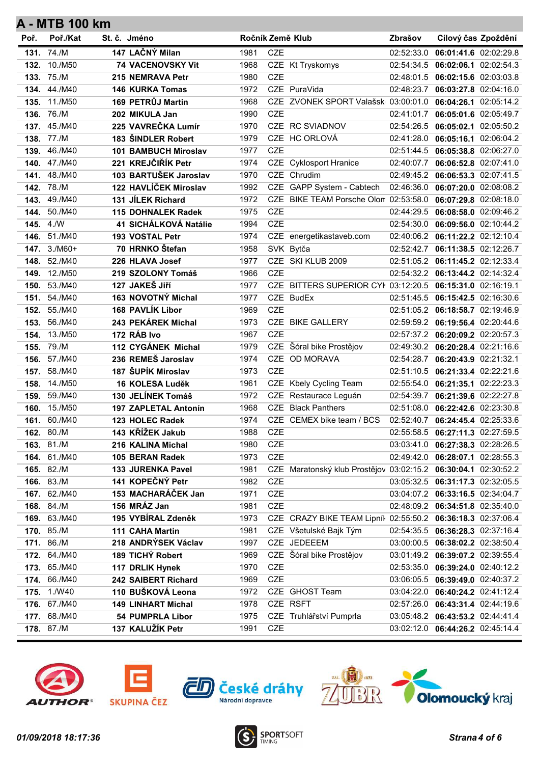## A - MTB 100 km

| Poř. | Poř./Kat | St. č. | Jméno | Ročník | Země | Klub | Zbrašov | Cílový čas | Zpoždění |
|---|---|---|---|---|---|---|---|---|---|
| **131.** | 74./M | **147** | **LAČNÝ Milan** | 1981 | CZE | | 02:52:33.0 | **06:01:41.6** | 02:02:29.8 |
| **132.** | 10./M50 | **74** | **VACENOVSKY Vit** | 1968 | CZE | Kt Tryskomys | 02:54:34.5 | **06:02:06.1** | 02:02:54.3 |
| **133.** | 75./M | **215** | **NEMRAVA Petr** | 1980 | CZE | | 02:48:01.5 | **06:02:15.6** | 02:03:03.8 |
| **134.** | 44./M40 | **146** | **KURKA Tomas** | 1972 | CZE | PuraVida | 02:48:23.7 | **06:03:27.8** | 02:04:16.0 |
| **135.** | 11./M50 | **169** | **PETRŮJ Martin** | 1968 | CZE | ZVONEK SPORT Valašsk | 03:00:01.0 | **06:04:26.1** | 02:05:14.2 |
| **136.** | 76./M | **202** | **MIKULA Jan** | 1990 | CZE | | 02:41:01.7 | **06:05:01.6** | 02:05:49.7 |
| **137.** | 45./M40 | **225** | **VAVREČKA Lumír** | 1970 | CZE | RC SVIADNOV | 02:54:26.5 | **06:05:02.1** | 02:05:50.2 |
| **138.** | 77./M | **183** | **ŠINDLER Robert** | 1979 | CZE | HC ORLOVÁ | 02:41:28.0 | **06:05:16.1** | 02:06:04.2 |
| **139.** | 46./M40 | **101** | **BAMBUCH Miroslav** | 1977 | CZE | | 02:51:44.5 | **06:05:38.8** | 02:06:27.0 |
| **140.** | 47./M40 | **221** | **KREJČIŘÍK Petr** | 1974 | CZE | Cyklosport Hranice | 02:40:07.7 | **06:06:52.8** | 02:07:41.0 |
| **141.** | 48./M40 | **103** | **BARTUŠEK Jaroslav** | 1970 | CZE | Chrudim | 02:49:45.2 | **06:06:53.3** | 02:07:41.5 |
| **142.** | 78./M | **122** | **HAVLÍČEK Miroslav** | 1992 | CZE | GAPP System - Cabtech | 02:46:36.0 | **06:07:20.0** | 02:08:08.2 |
| **143.** | 49./M40 | **131** | **JÍLEK Richard** | 1972 | CZE | BIKE TEAM Porsche Olom | 02:53:58.0 | **06:07:29.8** | 02:08:18.0 |
| **144.** | 50./M40 | **115** | **DOHNALEK Radek** | 1975 | CZE | | 02:44:29.5 | **06:08:58.0** | 02:09:46.2 |
| **145.** | 4./W | **41** | **SICHÁLKOVÁ Natálie** | 1994 | CZE | | 02:54:30.0 | **06:09:56.0** | 02:10:44.2 |
| **146.** | 51./M40 | **193** | **VOSTAL Petr** | 1974 | CZE | energetikastaveb.com | 02:40:06.2 | **06:11:22.2** | 02:12:10.4 |
| **147.** | 3./M60+ | **70** | **HRNKO Štefan** | 1958 | SVK | Bytča | 02:52:42.7 | **06:11:38.5** | 02:12:26.7 |
| **148.** | 52./M40 | **226** | **HLAVA Josef** | 1977 | CZE | SKI KLUB 2009 | 02:51:05.2 | **06:11:45.2** | 02:12:33.4 |
| **149.** | 12./M50 | **219** | **SZOLONY Tomáš** | 1966 | CZE | | 02:54:32.2 | **06:13:44.2** | 02:14:32.4 |
| **150.** | 53./M40 | **127** | **JAKEŠ Jiří** | 1977 | CZE | BITTERS SUPERIOR CYK | 03:12:20.5 | **06:15:31.0** | 02:16:19.1 |
| **151.** | 54./M40 | **163** | **NOVOTNÝ Michal** | 1977 | CZE | BudEx | 02:51:45.5 | **06:15:42.5** | 02:16:30.6 |
| **152.** | 55./M40 | **168** | **PAVLÍK Libor** | 1969 | CZE | | 02:51:05.2 | **06:18:58.7** | 02:19:46.9 |
| **153.** | 56./M40 | **243** | **PEKÁREK Michal** | 1973 | CZE | BIKE GALLERY | 02:59:59.2 | **06:19:56.4** | 02:20:44.6 |
| **154.** | 13./M50 | **172** | **RÁB Ivo** | 1967 | CZE | | 02:57:37.2 | **06:20:09.2** | 02:20:57.3 |
| **155.** | 79./M | **112** | **CYGÁNEK Michal** | 1979 | CZE | Šóral bike Prostějov | 02:49:30.2 | **06:20:28.4** | 02:21:16.6 |
| **156.** | 57./M40 | **236** | **REMEŠ Jaroslav** | 1974 | CZE | OD MORAVA | 02:54:28.7 | **06:20:43.9** | 02:21:32.1 |
| **157.** | 58./M40 | **187** | **ŠUPÍK Miroslav** | 1973 | CZE | | 02:51:10.5 | **06:21:33.4** | 02:22:21.6 |
| **158.** | 14./M50 | **16** | **KOLESA Luděk** | 1961 | CZE | Kbely Cycling Team | 02:55:54.0 | **06:21:35.1** | 02:22:23.3 |
| **159.** | 59./M40 | **130** | **JELÍNEK Tomáš** | 1972 | CZE | Restaurace Leguán | 02:54:39.7 | **06:21:39.6** | 02:22:27.8 |
| **160.** | 15./M50 | **197** | **ZAPLETAL Antonín** | 1968 | CZE | Black Panthers | 02:51:08.0 | **06:22:42.6** | 02:23:30.8 |
| **161.** | 60./M40 | **123** | **HOLEC Radek** | 1974 | CZE | CEMEX bike team / BCS | 02:52:40.7 | **06:24:45.4** | 02:25:33.6 |
| **162.** | 80./M | **143** | **KŘÍŽEK Jakub** | 1988 | CZE | | 02:55:58.5 | **06:27:11.3** | 02:27:59.5 |
| **163.** | 81./M | **216** | **KALINA Michal** | 1980 | CZE | | 03:03:41.0 | **06:27:38.3** | 02:28:26.5 |
| **164.** | 61./M40 | **105** | **BERAN Radek** | 1973 | CZE | | 02:49:42.0 | **06:28:07.1** | 02:28:55.3 |
| **165.** | 82./M | **133** | **JURENKA Pavel** | 1981 | CZE | Maratonský klub Prostějov | 03:02:15.2 | **06:30:04.1** | 02:30:52.2 |
| **166.** | 83./M | **141** | **KOPEČNÝ Petr** | 1982 | CZE | | 03:05:32.5 | **06:31:17.3** | 02:32:05.5 |
| **167.** | 62./M40 | **153** | **MACHARÁČEK Jan** | 1971 | CZE | | 03:04:07.2 | **06:33:16.5** | 02:34:04.7 |
| **168.** | 84./M | **156** | **MRÁZ Jan** | 1981 | CZE | | 02:48:09.2 | **06:34:51.8** | 02:35:40.0 |
| **169.** | 63./M40 | **195** | **VYBÍRAL Zdeněk** | 1973 | CZE | CRAZY BIKE TEAM Lipník | 02:55:50.2 | **06:36:18.3** | 02:37:06.4 |
| **170.** | 85./M | **111** | **CAHA Martin** | 1981 | CZE | Všetulské Bajk Tým | 02:54:35.5 | **06:36:28.3** | 02:37:16.4 |
| **171.** | 86./M | **218** | **ANDRÝSEK Václav** | 1997 | CZE | JEDEEEM | 03:00:00.5 | **06:38:02.2** | 02:38:50.4 |
| **172.** | 64./M40 | **189** | **TICHÝ Robert** | 1969 | CZE | Šóral bike Prostějov | 03:01:49.2 | **06:39:07.2** | 02:39:55.4 |
| **173.** | 65./M40 | **117** | **DRLIK Hynek** | 1970 | CZE | | 02:53:35.0 | **06:39:24.0** | 02:40:12.2 |
| **174.** | 66./M40 | **242** | **SAIBERT Richard** | 1969 | CZE | | 03:06:05.5 | **06:39:49.0** | 02:40:37.2 |
| **175.** | 1./W40 | **110** | **BUŠKOVÁ Leona** | 1972 | CZE | GHOST Team | 03:04:22.0 | **06:40:24.2** | 02:41:12.4 |
| **176.** | 67./M40 | **149** | **LINHART Michal** | 1978 | CZE | RSFT | 02:57:26.0 | **06:43:31.4** | 02:44:19.6 |
| **177.** | 68./M40 | **54** | **PUMPRLA Libor** | 1975 | CZE | Truhlářství Pumprla | 03:05:48.2 | **06:43:53.2** | 02:44:41.4 |
| **178.** | 87./M | **137** | **KALUŽÍK Petr** | 1991 | CZE | | 03:02:12.0 | **06:44:26.2** | 02:45:14.4 |

AUTHOR · SKUPINA ČEZ · České dráhy Národní dopravce · ZUBR · Olomoucký kraj

*01/09/2018 18:17:36*

SPORTSOFT TIMING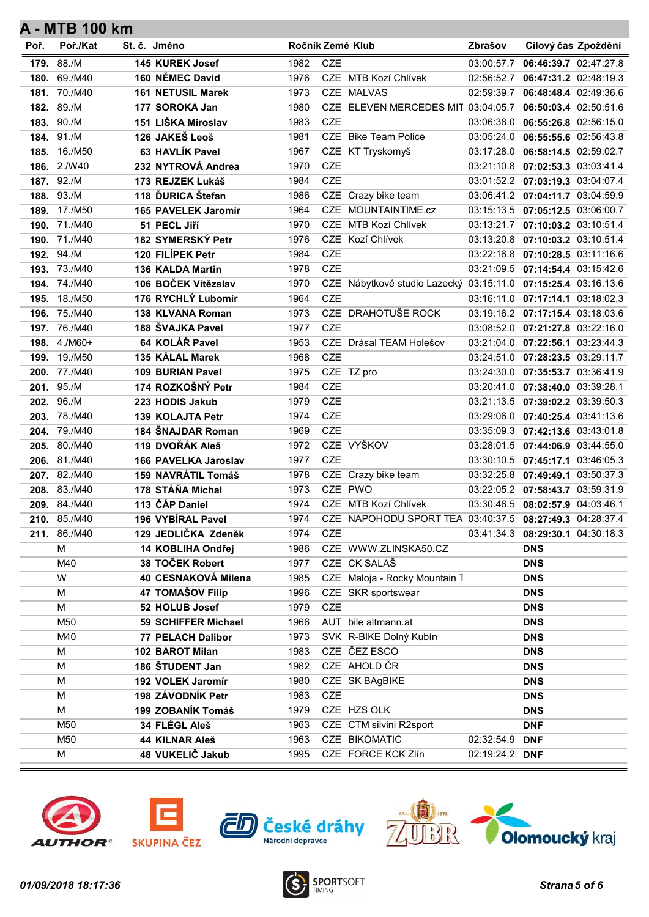## A - MTB 100 km

| Poř. | Poř./Kat | St. č. | Jméno | Ročník | Země | Klub | Zbrašov | Cílový čas | Zpoždění |
|---|---|---|---|---|---|---|---|---|---|
| **179.** | 88./M | **145** | **KUREK Josef** | 1982 | CZE | | 03:00:57.7 | **06:46:39.7** | 02:47:27.8 |
| **180.** | 69./M40 | **160** | **NĚMEC David** | 1976 | CZE | MTB Kozí Chlívek | 02:56:52.7 | **06:47:31.2** | 02:48:19.3 |
| **181.** | 70./M40 | **161** | **NETUSIL Marek** | 1973 | CZE | MALVAS | 02:59:39.7 | **06:48:48.4** | 02:49:36.6 |
| **182.** | 89./M | **177** | **SOROKA Jan** | 1980 | CZE | ELEVEN MERCEDES MIT | 03:04:05.7 | **06:50:03.4** | 02:50:51.6 |
| **183.** | 90./M | **151** | **LIŠKA Miroslav** | 1983 | CZE | | 03:06:38.0 | **06:55:26.8** | 02:56:15.0 |
| **184.** | 91./M | **126** | **JAKEŠ Leoš** | 1981 | CZE | Bike Team Police | 03:05:24.0 | **06:55:55.6** | 02:56:43.8 |
| **185.** | 16./M50 | **63** | **HAVLÍK Pavel** | 1967 | CZE | KT Tryskomyš | 03:17:28.0 | **06:58:14.5** | 02:59:02.7 |
| **186.** | 2./W40 | **232** | **NYTROVÁ Andrea** | 1970 | CZE | | 03:21:10.8 | **07:02:53.3** | 03:03:41.4 |
| **187.** | 92./M | **173** | **REJZEK Lukáš** | 1984 | CZE | | 03:01:52.2 | **07:03:19.3** | 03:04:07.4 |
| **188.** | 93./M | **118** | **ĎURICA Štefan** | 1986 | CZE | Crazy bike team | 03:06:41.2 | **07:04:11.7** | 03:04:59.9 |
| **189.** | 17./M50 | **165** | **PAVELEK Jaromír** | 1964 | CZE | MOUNTAINTIME.cz | 03:15:13.5 | **07:05:12.5** | 03:06:00.7 |
| **190.** | 71./M40 | **51** | **PECL Jiří** | 1970 | CZE | MTB Kozí Chlívek | 03:13:21.7 | **07:10:03.2** | 03:10:51.4 |
| **190.** | 71./M40 | **182** | **SYMERSKÝ Petr** | 1976 | CZE | Kozí Chlívek | 03:13:20.8 | **07:10:03.2** | 03:10:51.4 |
| **192.** | 94./M | **120** | **FILÍPEK Petr** | 1984 | CZE | | 03:22:16.8 | **07:10:28.5** | 03:11:16.6 |
| **193.** | 73./M40 | **136** | **KALDA Martin** | 1978 | CZE | | 03:21:09.5 | **07:14:54.4** | 03:15:42.6 |
| **194.** | 74./M40 | **106** | **BOČEK Vítězslav** | 1970 | CZE | Nábytkové studio Lazecký | 03:15:11.0 | **07:15:25.4** | 03:16:13.6 |
| **195.** | 18./M50 | **176** | **RYCHLÝ Lubomír** | 1964 | CZE | | 03:16:11.0 | **07:17:14.1** | 03:18:02.3 |
| **196.** | 75./M40 | **138** | **KLVANA Roman** | 1973 | CZE | DRAHOTUŠE ROCK | 03:19:16.2 | **07:17:15.4** | 03:18:03.6 |
| **197.** | 76./M40 | **188** | **ŠVAJKA Pavel** | 1977 | CZE | | 03:08:52.0 | **07:21:27.8** | 03:22:16.0 |
| **198.** | 4./M60+ | **64** | **KOLÁŘ Pavel** | 1953 | CZE | Drásal TEAM Holešov | 03:21:04.0 | **07:22:56.1** | 03:23:44.3 |
| **199.** | 19./M50 | **135** | **KÁLAL Marek** | 1968 | CZE | | 03:24:51.0 | **07:28:23.5** | 03:29:11.7 |
| **200.** | 77./M40 | **109** | **BURIAN Pavel** | 1975 | CZE | TZ pro | 03:24:30.0 | **07:35:53.7** | 03:36:41.9 |
| **201.** | 95./M | **174** | **ROZKOŠNÝ Petr** | 1984 | CZE | | 03:20:41.0 | **07:38:40.0** | 03:39:28.1 |
| **202.** | 96./M | **223** | **HODIS Jakub** | 1979 | CZE | | 03:21:13.5 | **07:39:02.2** | 03:39:50.3 |
| **203.** | 78./M40 | **139** | **KOLAJTA Petr** | 1974 | CZE | | 03:29:06.0 | **07:40:25.4** | 03:41:13.6 |
| **204.** | 79./M40 | **184** | **ŠNAJDAR Roman** | 1969 | CZE | | 03:35:09.3 | **07:42:13.6** | 03:43:01.8 |
| **205.** | 80./M40 | **119** | **DVOŘÁK Aleš** | 1972 | CZE | VYŠKOV | 03:28:01.5 | **07:44:06.9** | 03:44:55.0 |
| **206.** | 81./M40 | **166** | **PAVELKA Jaroslav** | 1977 | CZE | | 03:30:10.5 | **07:45:17.1** | 03:46:05.3 |
| **207.** | 82./M40 | **159** | **NAVRÁTIL Tomáš** | 1978 | CZE | Crazy bike team | 03:32:25.8 | **07:49:49.1** | 03:50:37.3 |
| **208.** | 83./M40 | **178** | **STÁŇA Michal** | 1973 | CZE | PWO | 03:22:05.2 | **07:58:43.7** | 03:59:31.9 |
| **209.** | 84./M40 | **113** | **ČÁP Daniel** | 1974 | CZE | MTB Kozí Chlívek | 03:30:46.5 | **08:02:57.9** | 04:03:46.1 |
| **210.** | 85./M40 | **196** | **VYBÍRAL Pavel** | 1974 | CZE | NAPOHODU SPORT TEA | 03:40:37.5 | **08:27:49.3** | 04:28:37.4 |
| **211.** | 86./M40 | **129** | **JEDLIČKA Zdeněk** | 1974 | CZE | | 03:41:34.3 | **08:29:30.1** | 04:30:18.3 |
| | M | **14** | **KOBLIHA Ondřej** | 1986 | CZE | WWW.ZLINSKA50.CZ | | **DNS** | |
| | M40 | **38** | **TOČEK Robert** | 1977 | CZE | CK SALAŠ | | **DNS** | |
| | W | **40** | **CESNAKOVÁ Milena** | 1985 | CZE | Maloja - Rocky Mountain T | | **DNS** | |
| | M | **47** | **TOMAŠOV Filip** | 1996 | CZE | SKR sportswear | | **DNS** | |
| | M | **52** | **HOLUB Josef** | 1979 | CZE | | | **DNS** | |
| | M50 | **59** | **SCHIFFER Michael** | 1966 | AUT | bile altmann.at | | **DNS** | |
| | M40 | **77** | **PELACH Dalibor** | 1973 | SVK | R-BIKE Dolný Kubín | | **DNS** | |
| | M | **102** | **BAROT Milan** | 1983 | CZE | ČEZ ESCO | | **DNS** | |
| | M | **186** | **ŠTUDENT Jan** | 1982 | CZE | AHOLD ČR | | **DNS** | |
| | M | **192** | **VOLEK Jaromír** | 1980 | CZE | SK BAgBIKE | | **DNS** | |
| | M | **198** | **ZÁVODNÍK Petr** | 1983 | CZE | | | **DNS** | |
| | M | **199** | **ZOBANÍK Tomáš** | 1979 | CZE | HZS OLK | | **DNS** | |
| | M50 | **34** | **FLÉGL Aleš** | 1963 | CZE | CTM silvini R2sport | | **DNF** | |
| | M50 | **44** | **KILNAR Aleš** | 1963 | CZE | BIKOMATIC | 02:32:54.9 | **DNF** | |
| | M | **48** | **VUKELIČ Jakub** | 1995 | CZE | FORCE KCK Zlín | 02:19:24.2 | **DNF** | |

*01/09/2018 18:17:36*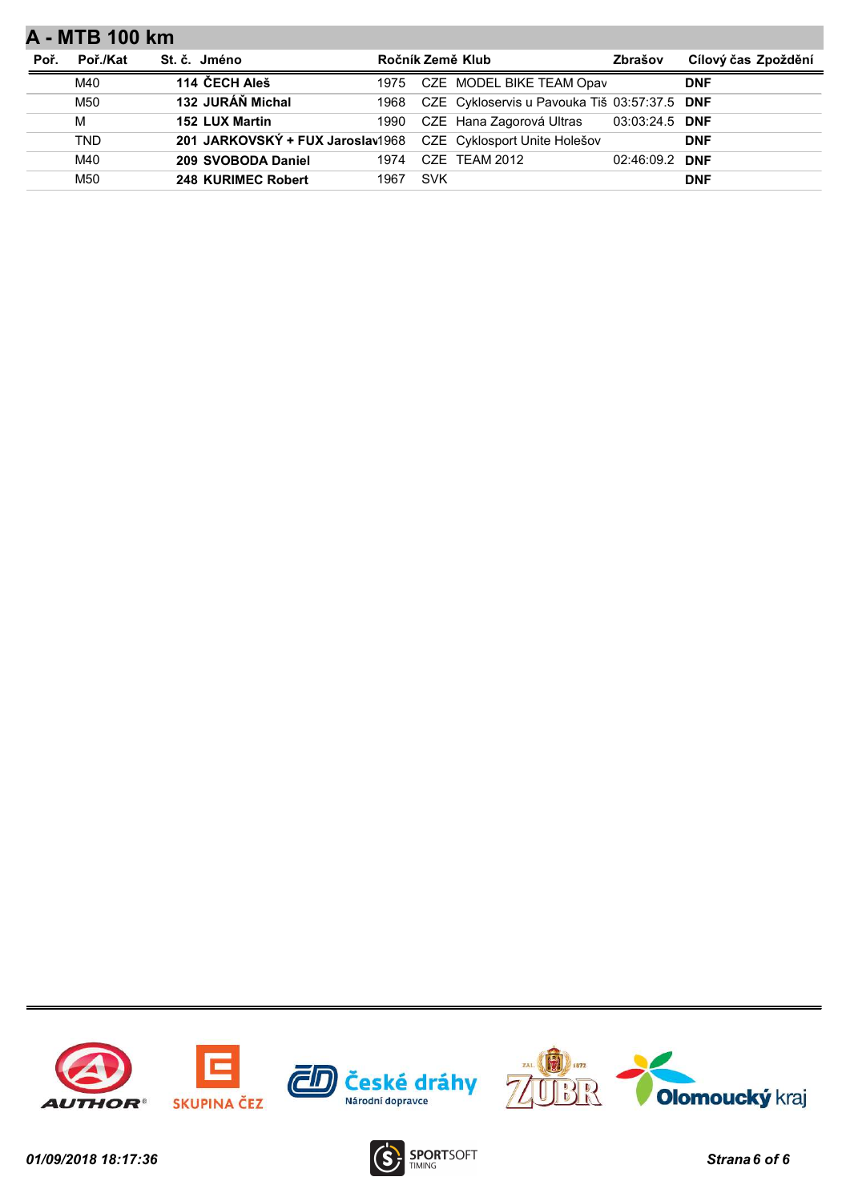## A - MTB 100 km

| Poř. | Poř./Kat | St. č. | Jméno | Ročník | Země | Klub | Zbrašov | Cílový čas | Zpoždění |
|---|---|---|---|---|---|---|---|---|---|
| | M40 | **114** | **ČECH Aleš** | 1975 | CZE | MODEL BIKE TEAM Opav | | **DNF** | |
| | M50 | **132** | **JURÁŇ Michal** | 1968 | CZE | Cykloservis u Pavouka Tiš | 03:57:37.5 | **DNF** | |
| | M | **152** | **LUX Martin** | 1990 | CZE | Hana Zagorová Ultras | 03:03:24.5 | **DNF** | |
| | TND | **201** | **JARKOVSKÝ + FUX Jaroslav** | 1968 | CZE | Cyklosport Unite Holešov | | **DNF** | |
| | M40 | **209** | **SVOBODA Daniel** | 1974 | CZE | TEAM 2012 | 02:46:09.2 | **DNF** | |
| | M50 | **248** | **KURIMEC Robert** | 1967 | SVK | | | **DNF** | |

*01/09/2018 18:17:36*